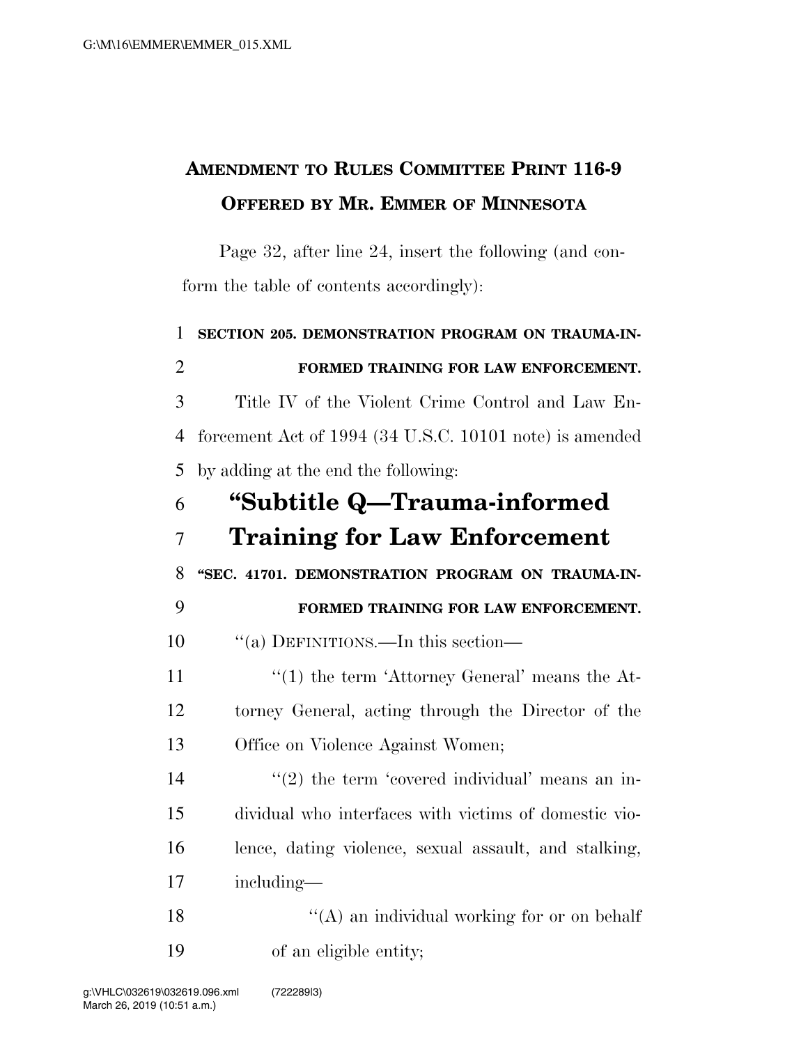**AMENDMENT TO RULES COMMITTEE PRINT 116-9**
**OFFERED BY MR. EMMER OF MINNESOTA**

Page 32, after line 24, insert the following (and conform the table of contents accordingly):

**SECTION 205. DEMONSTRATION PROGRAM ON TRAUMA-INFORMED TRAINING FOR LAW ENFORCEMENT.**

Title IV of the Violent Crime Control and Law Enforcement Act of 1994 (34 U.S.C. 10101 note) is amended by adding at the end the following:

# "Subtitle Q—Trauma-informed Training for Law Enforcement

**"SEC. 41701. DEMONSTRATION PROGRAM ON TRAUMA-INFORMED TRAINING FOR LAW ENFORCEMENT.**

"(a) DEFINITIONS.—In this section—

"(1) the term 'Attorney General' means the Attorney General, acting through the Director of the Office on Violence Against Women;

"(2) the term 'covered individual' means an individual who interfaces with victims of domestic violence, dating violence, sexual assault, and stalking, including—

"(A) an individual working for or on behalf of an eligible entity;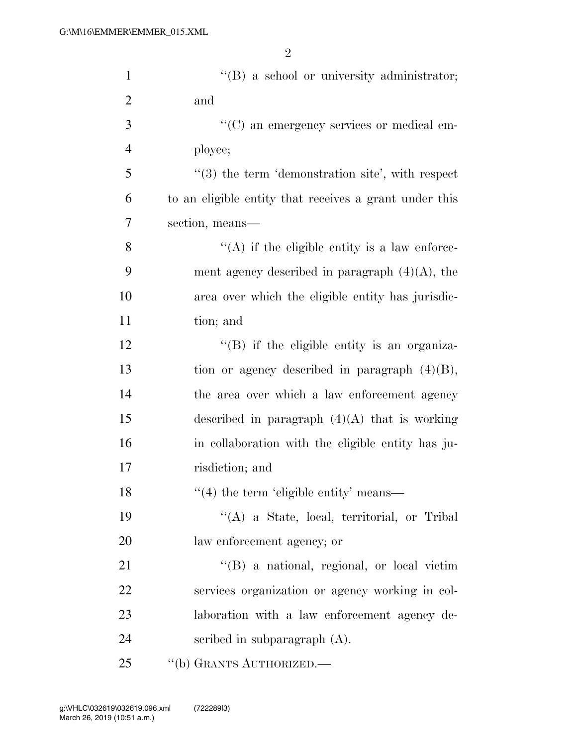''(B) a school or university administrator; and

''(C) an emergency services or medical employee;

''(3) the term 'demonstration site', with respect to an eligible entity that receives a grant under this section, means—

''(A) if the eligible entity is a law enforcement agency described in paragraph (4)(A), the area over which the eligible entity has jurisdiction; and

''(B) if the eligible entity is an organization or agency described in paragraph (4)(B), the area over which a law enforcement agency described in paragraph (4)(A) that is working in collaboration with the eligible entity has jurisdiction; and

''(4) the term 'eligible entity' means—

''(A) a State, local, territorial, or Tribal law enforcement agency; or

''(B) a national, regional, or local victim services organization or agency working in collaboration with a law enforcement agency described in subparagraph (A).

''(b) GRANTS AUTHORIZED.—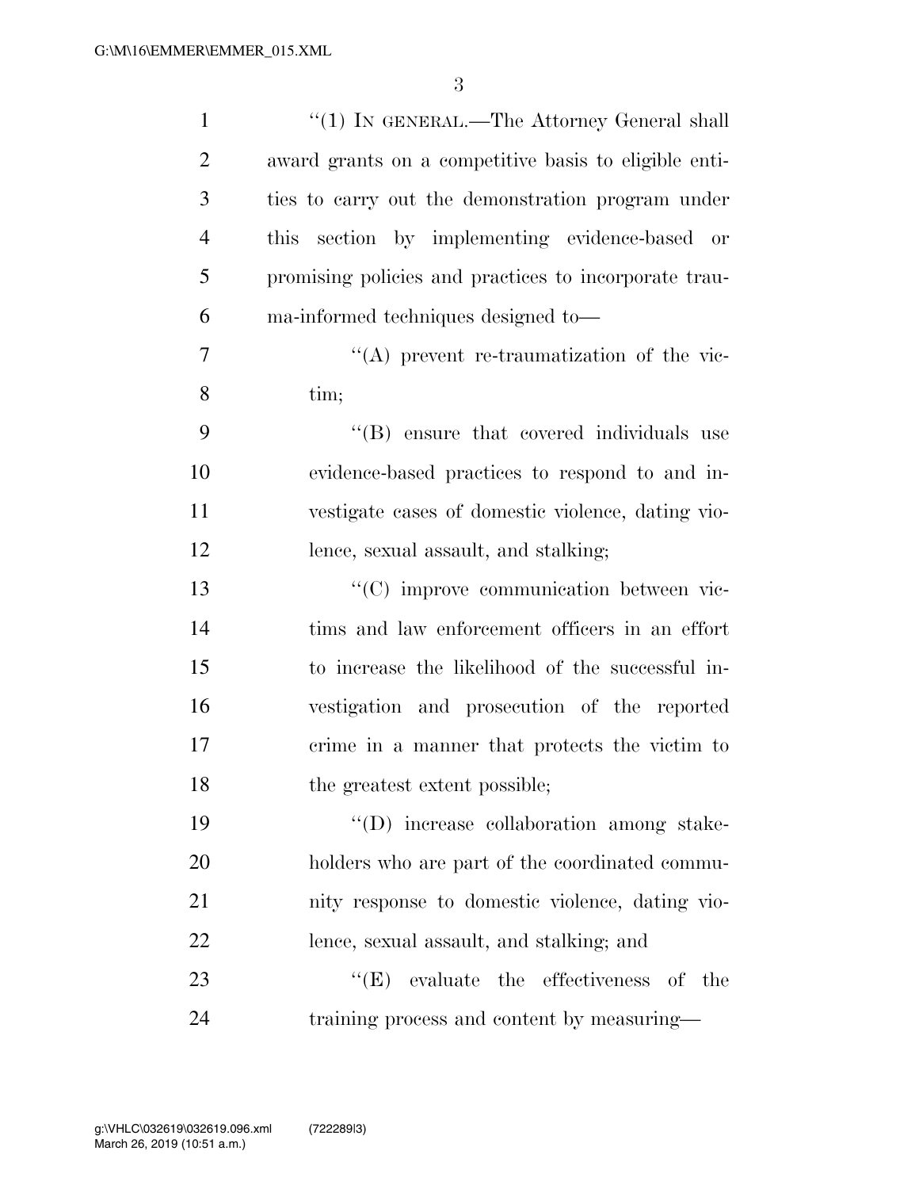"(1) IN GENERAL.—The Attorney General shall award grants on a competitive basis to eligible entities to carry out the demonstration program under this section by implementing evidence-based or promising policies and practices to incorporate trauma-informed techniques designed to—

"(A) prevent re-traumatization of the victim;

"(B) ensure that covered individuals use evidence-based practices to respond to and investigate cases of domestic violence, dating violence, sexual assault, and stalking;

"(C) improve communication between victims and law enforcement officers in an effort to increase the likelihood of the successful investigation and prosecution of the reported crime in a manner that protects the victim to the greatest extent possible;

"(D) increase collaboration among stakeholders who are part of the coordinated community response to domestic violence, dating violence, sexual assault, and stalking; and

"(E) evaluate the effectiveness of the training process and content by measuring—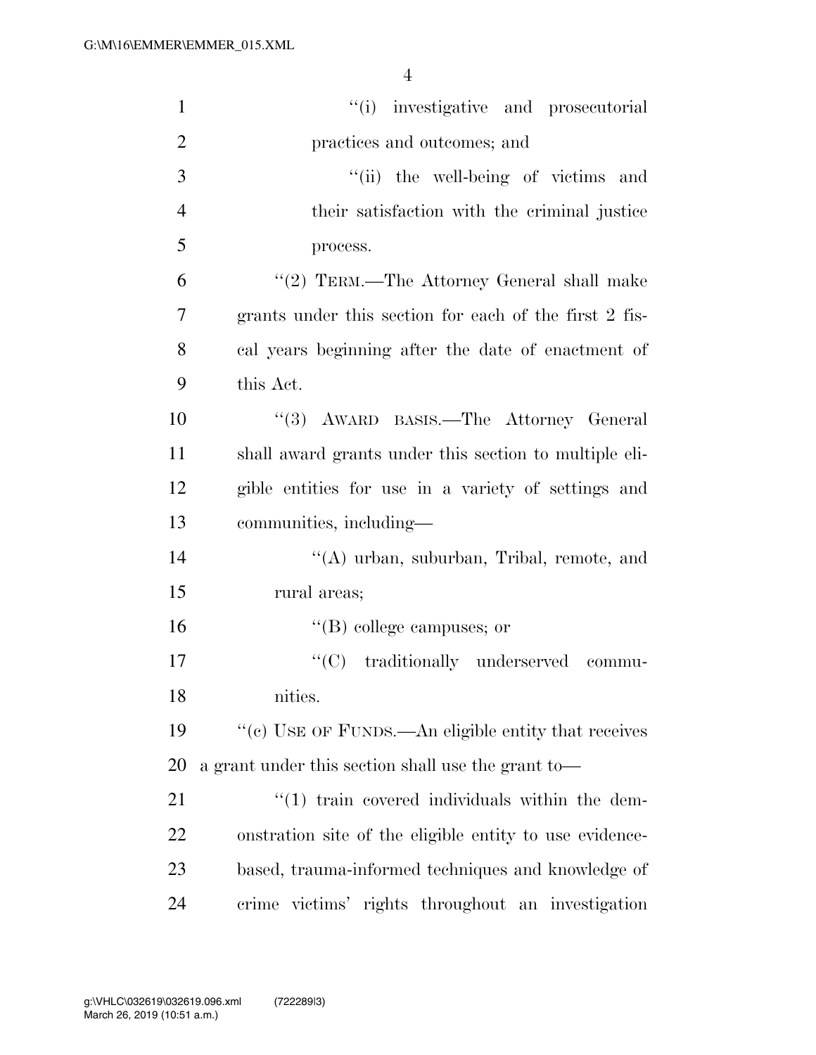"(i) investigative and prosecutorial practices and outcomes; and

"(ii) the well-being of victims and their satisfaction with the criminal justice process.

"(2) TERM.—The Attorney General shall make grants under this section for each of the first 2 fiscal years beginning after the date of enactment of this Act.

"(3) AWARD BASIS.—The Attorney General shall award grants under this section to multiple eligible entities for use in a variety of settings and communities, including—

"(A) urban, suburban, Tribal, remote, and rural areas;

"(B) college campuses; or

"(C) traditionally underserved communities.

"(c) USE OF FUNDS.—An eligible entity that receives a grant under this section shall use the grant to—

"(1) train covered individuals within the demonstration site of the eligible entity to use evidence-based, trauma-informed techniques and knowledge of crime victims' rights throughout an investigation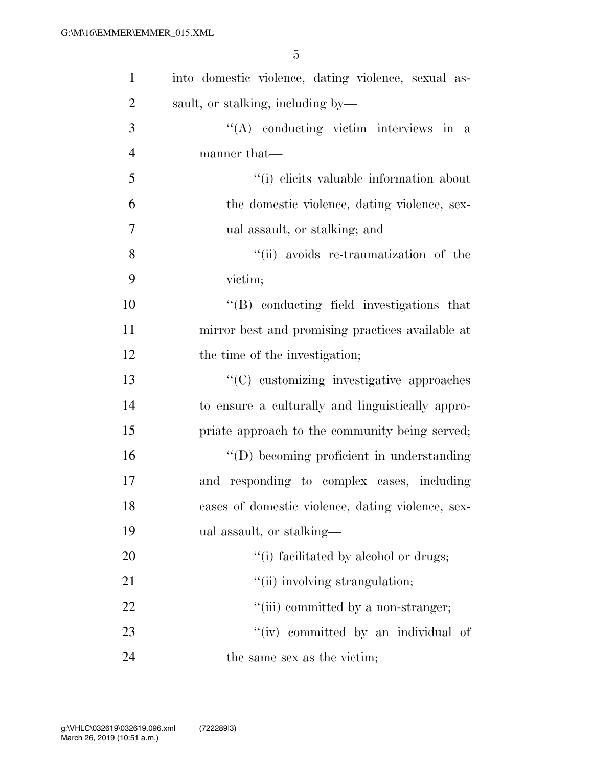into domestic violence, dating violence, sexual assault, or stalking, including by—

''(A) conducting victim interviews in a manner that—

''(i) elicits valuable information about the domestic violence, dating violence, sexual assault, or stalking; and

''(ii) avoids re-traumatization of the victim;

''(B) conducting field investigations that mirror best and promising practices available at the time of the investigation;

''(C) customizing investigative approaches to ensure a culturally and linguistically appropriate approach to the community being served;

''(D) becoming proficient in understanding and responding to complex cases, including cases of domestic violence, dating violence, sexual assault, or stalking—

''(i) facilitated by alcohol or drugs;

''(ii) involving strangulation;

''(iii) committed by a non-stranger;

''(iv) committed by an individual of the same sex as the victim;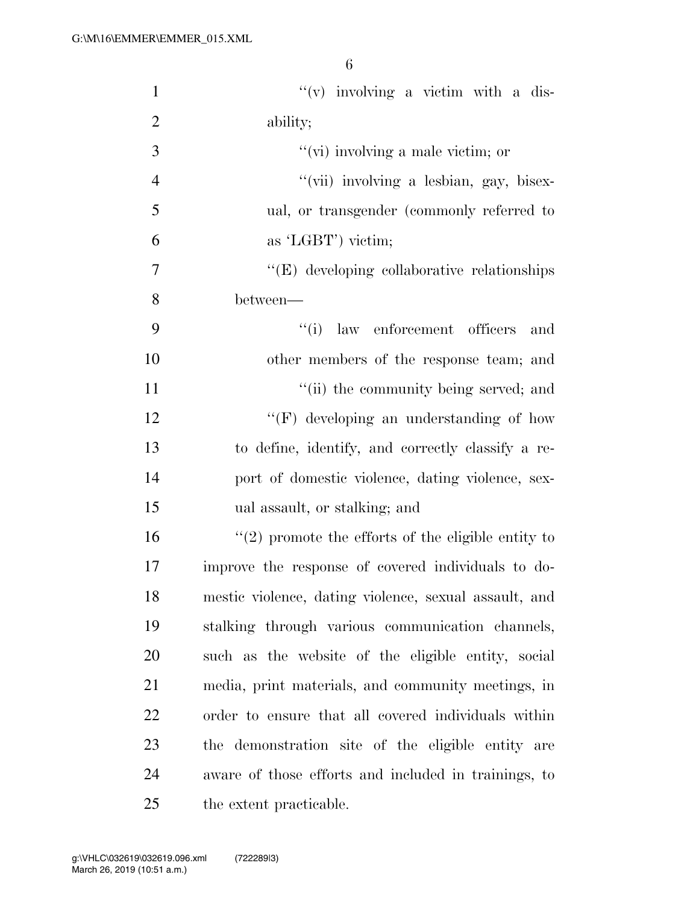''(v) involving a victim with a disability;

''(vi) involving a male victim; or

''(vii) involving a lesbian, gay, bisexual, or transgender (commonly referred to as 'LGBT') victim;

''(E) developing collaborative relationships between—

''(i) law enforcement officers and other members of the response team; and

''(ii) the community being served; and

''(F) developing an understanding of how to define, identify, and correctly classify a report of domestic violence, dating violence, sexual assault, or stalking; and

''(2) promote the efforts of the eligible entity to improve the response of covered individuals to domestic violence, dating violence, sexual assault, and stalking through various communication channels, such as the website of the eligible entity, social media, print materials, and community meetings, in order to ensure that all covered individuals within the demonstration site of the eligible entity are aware of those efforts and included in trainings, to the extent practicable.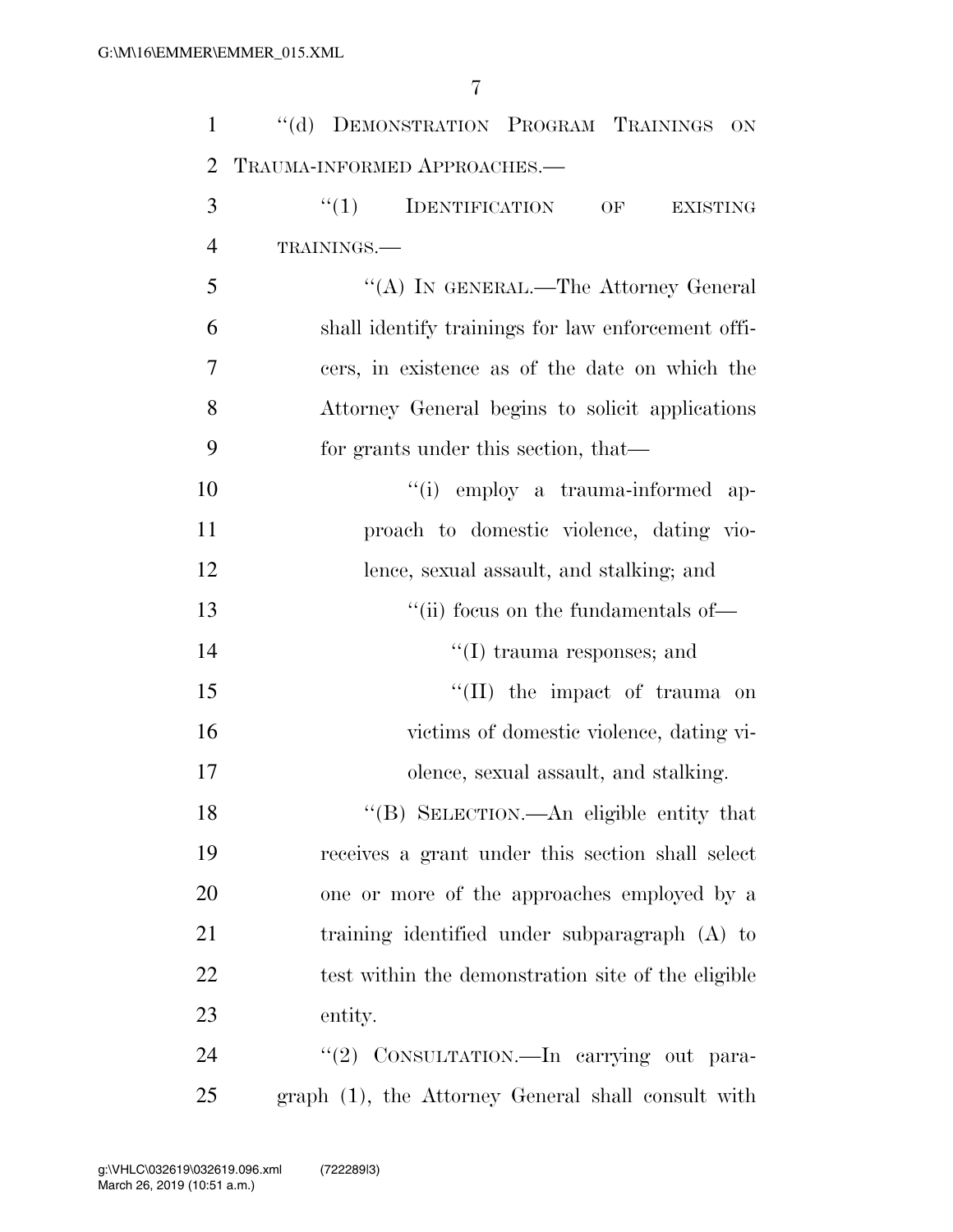"(d) DEMONSTRATION PROGRAM TRAININGS ON TRAUMA-INFORMED APPROACHES.—

"(1) IDENTIFICATION OF EXISTING TRAININGS.—

"(A) IN GENERAL.—The Attorney General shall identify trainings for law enforcement officers, in existence as of the date on which the Attorney General begins to solicit applications for grants under this section, that—

"(i) employ a trauma-informed approach to domestic violence, dating violence, sexual assault, and stalking; and

"(ii) focus on the fundamentals of—

"(I) trauma responses; and

"(II) the impact of trauma on victims of domestic violence, dating violence, sexual assault, and stalking.

"(B) SELECTION.—An eligible entity that receives a grant under this section shall select one or more of the approaches employed by a training identified under subparagraph (A) to test within the demonstration site of the eligible entity.

"(2) CONSULTATION.—In carrying out paragraph (1), the Attorney General shall consult with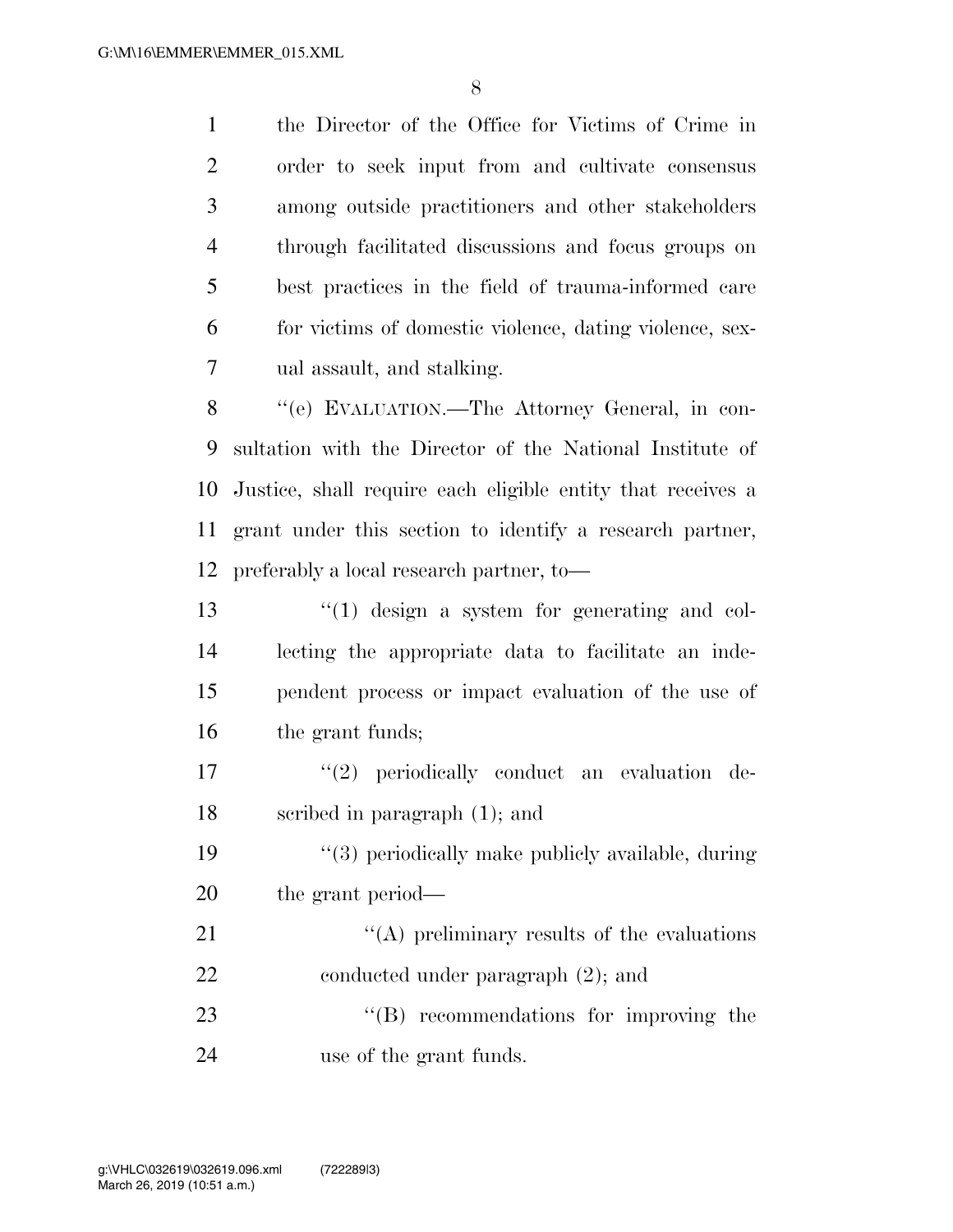the Director of the Office for Victims of Crime in order to seek input from and cultivate consensus among outside practitioners and other stakeholders through facilitated discussions and focus groups on best practices in the field of trauma-informed care for victims of domestic violence, dating violence, sexual assault, and stalking.

''(e) EVALUATION.—The Attorney General, in consultation with the Director of the National Institute of Justice, shall require each eligible entity that receives a grant under this section to identify a research partner, preferably a local research partner, to—

''(1) design a system for generating and collecting the appropriate data to facilitate an independent process or impact evaluation of the use of the grant funds;

''(2) periodically conduct an evaluation described in paragraph (1); and

''(3) periodically make publicly available, during the grant period—

''(A) preliminary results of the evaluations conducted under paragraph (2); and

''(B) recommendations for improving the use of the grant funds.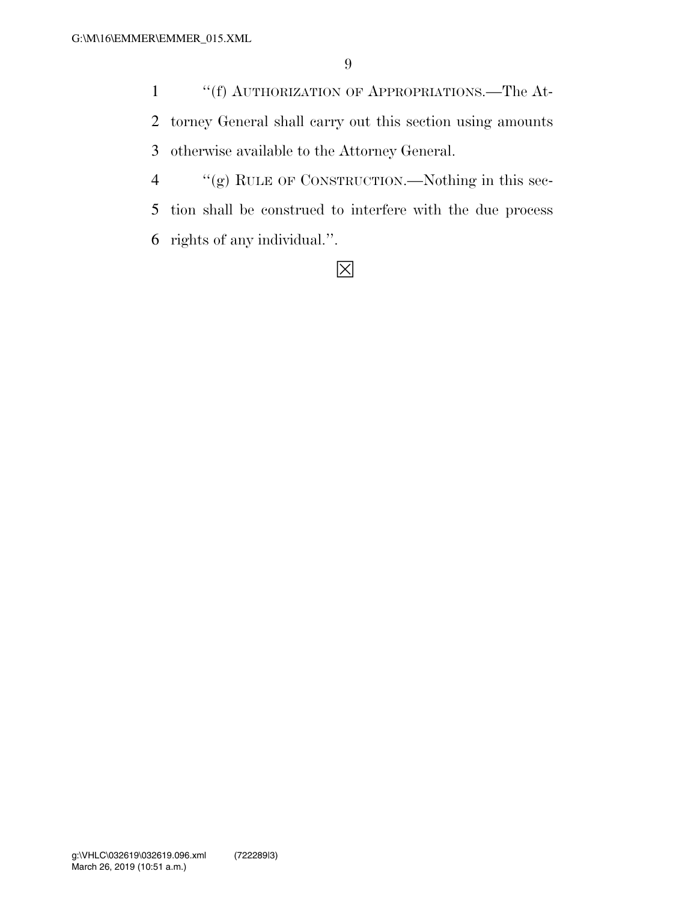''(f) AUTHORIZATION OF APPROPRIATIONS.—The Attorney General shall carry out this section using amounts otherwise available to the Attorney General.

''(g) RULE OF CONSTRUCTION.—Nothing in this section shall be construed to interfere with the due process rights of any individual.''.

☒